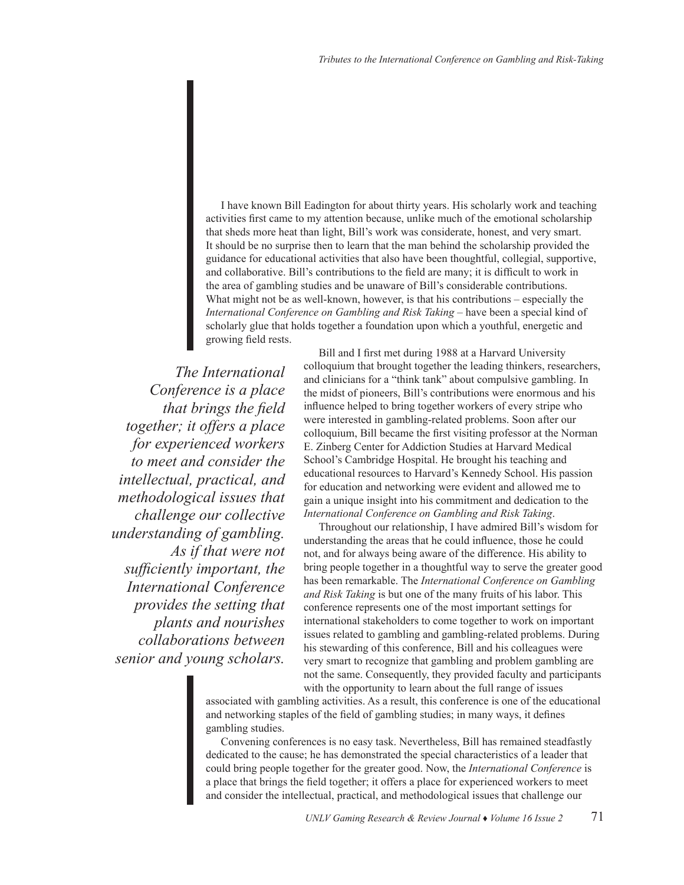I have known Bill Eadington for about thirty years. His scholarly work and teaching activities first came to my attention because, unlike much of the emotional scholarship that sheds more heat than light, Bill's work was considerate, honest, and very smart. It should be no surprise then to learn that the man behind the scholarship provided the guidance for educational activities that also have been thoughtful, collegial, supportive, and collaborative. Bill's contributions to the field are many; it is difficult to work in the area of gambling studies and be unaware of Bill's considerable contributions. What might not be as well-known, however, is that his contributions – especially the *International Conference on Gambling and Risk Taking* – have been a special kind of scholarly glue that holds together a foundation upon which a youthful, energetic and growing field rests.

Bill and I first met during 1988 at a Harvard University colloquium that brought together the leading thinkers, researchers, and clinicians for a "think tank" about compulsive gambling. In the midst of pioneers, Bill's contributions were enormous and his influence helped to bring together workers of every stripe who were interested in gambling-related problems. Soon after our colloquium, Bill became the first visiting professor at the Norman E. Zinberg Center for Addiction Studies at Harvard Medical School's Cambridge Hospital. He brought his teaching and educational resources to Harvard's Kennedy School. His passion for education and networking were evident and allowed me to gain a unique insight into his commitment and dedication to the *International Conference on Gambling and Risk Taking*.

> *The International Conference is a place that brings the field together; it offers a place for experienced workers to meet and consider the intellectual, practical, and methodological issues that challenge our collective understanding of gambling. As if that were not sufficiently important, the International Conference provides the setting that plants and nourishes collaborations between senior and young scholars.*

Throughout our relationship, I have admired Bill's wisdom for understanding the areas that he could influence, those he could not, and for always being aware of the difference. His ability to bring people together in a thoughtful way to serve the greater good has been remarkable. The *International Conference on Gambling and Risk Taking* is but one of the many fruits of his labor. This conference represents one of the most important settings for international stakeholders to come together to work on important issues related to gambling and gambling-related problems. During his stewarding of this conference, Bill and his colleagues were very smart to recognize that gambling and problem gambling are not the same. Consequently, they provided faculty and participants with the opportunity to learn about the full range of issues associated with gambling activities. As a result, this conference is one of the educational and networking staples of the field of gambling studies; in many ways, it defines gambling studies.

Convening conferences is no easy task. Nevertheless, Bill has remained steadfastly dedicated to the cause; he has demonstrated the special characteristics of a leader that could bring people together for the greater good. Now, the *International Conference* is a place that brings the field together; it offers a place for experienced workers to meet and consider the intellectual, practical, and methodological issues that challenge our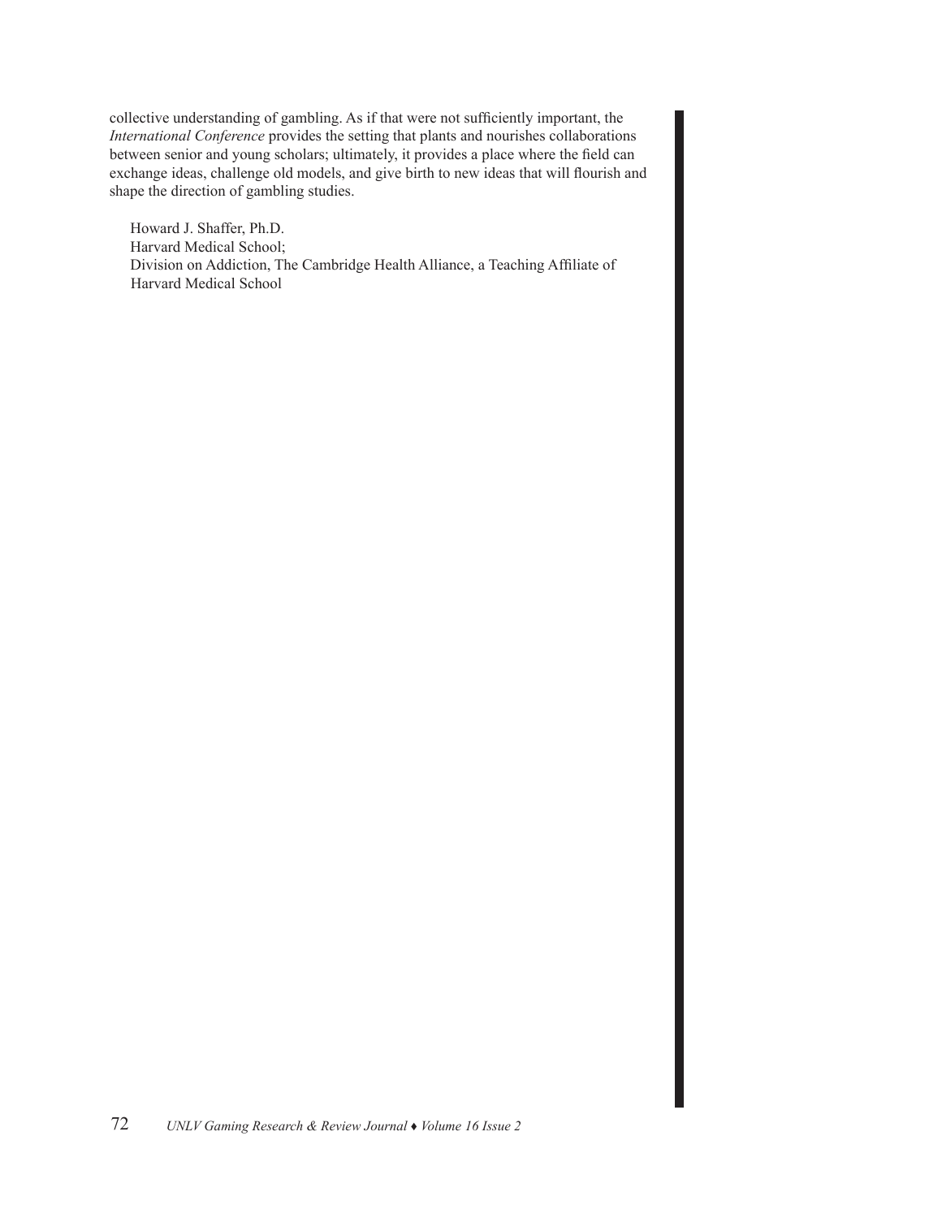collective understanding of gambling. As if that were not sufficiently important, the *International Conference* provides the setting that plants and nourishes collaborations between senior and young scholars; ultimately, it provides a place where the field can exchange ideas, challenge old models, and give birth to new ideas that will flourish and shape the direction of gambling studies.

Howard J. Shaffer, Ph.D.
Harvard Medical School;
Division on Addiction, The Cambridge Health Alliance, a Teaching Affiliate of Harvard Medical School